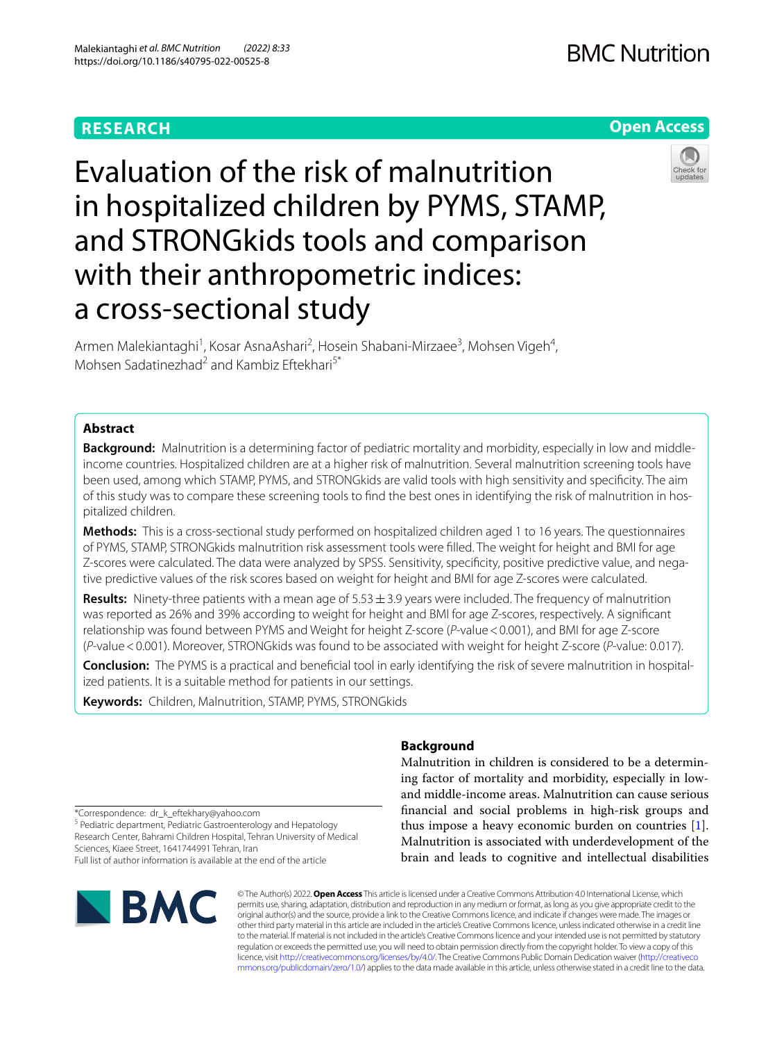RESEARCH

Open Access

# Evaluation of the risk of malnutrition in hospitalized children by PYMS, STAMP, and STRONGkids tools and comparison with their anthropometric indices: a cross-sectional study

Armen Malekiantaghi[1], Kosar AsnaAshari[2], Hosein Shabani-Mirzaee[3], Mohsen Vigeh[4], Mohsen Sadatinezhad[2] and Kambiz Eftekhari[5*]

## Abstract

**Background:** Malnutrition is a determining factor of pediatric mortality and morbidity, especially in low and middle-income countries. Hospitalized children are at a higher risk of malnutrition. Several malnutrition screening tools have been used, among which STAMP, PYMS, and STRONGkids are valid tools with high sensitivity and specificity. The aim of this study was to compare these screening tools to find the best ones in identifying the risk of malnutrition in hospitalized children.

**Methods:** This is a cross-sectional study performed on hospitalized children aged 1 to 16 years. The questionnaires of PYMS, STAMP, STRONGkids malnutrition risk assessment tools were filled. The weight for height and BMI for age Z-scores were calculated. The data were analyzed by SPSS. Sensitivity, specificity, positive predictive value, and negative predictive values of the risk scores based on weight for height and BMI for age Z-scores were calculated.

**Results:** Ninety-three patients with a mean age of 5.53 ± 3.9 years were included. The frequency of malnutrition was reported as 26% and 39% according to weight for height and BMI for age Z-scores, respectively. A significant relationship was found between PYMS and Weight for height Z-score (*P*-value < 0.001), and BMI for age Z-score (*P*-value < 0.001). Moreover, STRONGkids was found to be associated with weight for height Z-score (*P*-value: 0.017).

**Conclusion:** The PYMS is a practical and beneficial tool in early identifying the risk of severe malnutrition in hospitalized patients. It is a suitable method for patients in our settings.

**Keywords:** Children, Malnutrition, STAMP, PYMS, STRONGkids

## Background

Malnutrition in children is considered to be a determining factor of mortality and morbidity, especially in low- and middle-income areas. Malnutrition can cause serious financial and social problems in high-risk groups and thus impose a heavy economic burden on countries [1]. Malnutrition is associated with underdevelopment of the brain and leads to cognitive and intellectual disabilities

*Correspondence: dr_k_eftekhary@yahoo.com
[5] Pediatric department, Pediatric Gastroenterology and Hepatology Research Center, Bahrami Children Hospital, Tehran University of Medical Sciences, Kiaee Street, 1641744991 Tehran, Iran
Full list of author information is available at the end of the article

© The Author(s) 2022. **Open Access** This article is licensed under a Creative Commons Attribution 4.0 International License, which permits use, sharing, adaptation, distribution and reproduction in any medium or format, as long as you give appropriate credit to the original author(s) and the source, provide a link to the Creative Commons licence, and indicate if changes were made. The images or other third party material in this article are included in the article's Creative Commons licence, unless indicated otherwise in a credit line to the material. If material is not included in the article's Creative Commons licence and your intended use is not permitted by statutory regulation or exceeds the permitted use, you will need to obtain permission directly from the copyright holder. To view a copy of this licence, visit http://creativecommons.org/licenses/by/4.0/. The Creative Commons Public Domain Dedication waiver (http://creativecommons.org/publicdomain/zero/1.0/) applies to the data made available in this article, unless otherwise stated in a credit line to the data.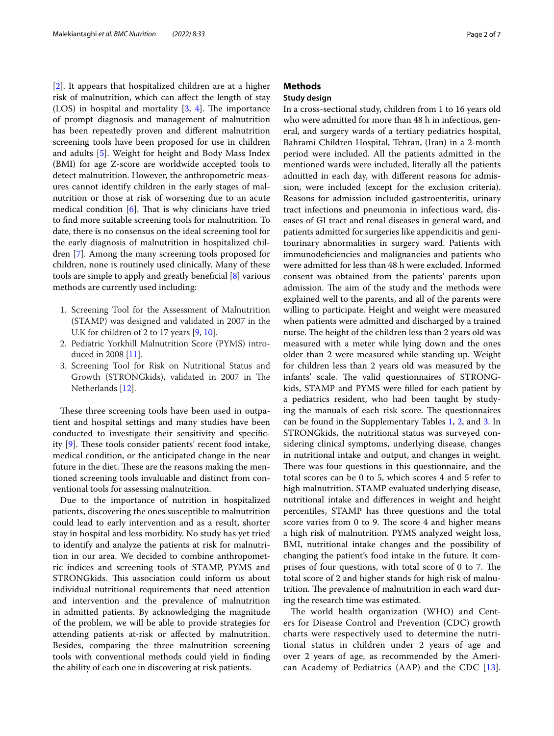[2]. It appears that hospitalized children are at a higher risk of malnutrition, which can affect the length of stay (LOS) in hospital and mortality [3, 4]. The importance of prompt diagnosis and management of malnutrition has been repeatedly proven and different malnutrition screening tools have been proposed for use in children and adults [5]. Weight for height and Body Mass Index (BMI) for age Z-score are worldwide accepted tools to detect malnutrition. However, the anthropometric measures cannot identify children in the early stages of malnutrition or those at risk of worsening due to an acute medical condition [6]. That is why clinicians have tried to find more suitable screening tools for malnutrition. To date, there is no consensus on the ideal screening tool for the early diagnosis of malnutrition in hospitalized children [7]. Among the many screening tools proposed for children, none is routinely used clinically. Many of these tools are simple to apply and greatly beneficial [8] various methods are currently used including:

1. Screening Tool for the Assessment of Malnutrition (STAMP) was designed and validated in 2007 in the U.K for children of 2 to 17 years [9, 10].
2. Pediatric Yorkhill Malnutrition Score (PYMS) introduced in 2008 [11].
3. Screening Tool for Risk on Nutritional Status and Growth (STRONGkids), validated in 2007 in The Netherlands [12].

These three screening tools have been used in outpatient and hospital settings and many studies have been conducted to investigate their sensitivity and specificity [9]. These tools consider patients' recent food intake, medical condition, or the anticipated change in the near future in the diet. These are the reasons making the mentioned screening tools invaluable and distinct from conventional tools for assessing malnutrition.

Due to the importance of nutrition in hospitalized patients, discovering the ones susceptible to malnutrition could lead to early intervention and as a result, shorter stay in hospital and less morbidity. No study has yet tried to identify and analyze the patients at risk for malnutrition in our area. We decided to combine anthropometric indices and screening tools of STAMP, PYMS and STRONGkids. This association could inform us about individual nutritional requirements that need attention and intervention and the prevalence of malnutrition in admitted patients. By acknowledging the magnitude of the problem, we will be able to provide strategies for attending patients at-risk or affected by malnutrition. Besides, comparing the three malnutrition screening tools with conventional methods could yield in finding the ability of each one in discovering at risk patients.

## Methods

### Study design

In a cross-sectional study, children from 1 to 16 years old who were admitted for more than 48 h in infectious, general, and surgery wards of a tertiary pediatrics hospital, Bahrami Children Hospital, Tehran, (Iran) in a 2-month period were included. All the patients admitted in the mentioned wards were included, literally all the patients admitted in each day, with different reasons for admission, were included (except for the exclusion criteria). Reasons for admission included gastroenteritis, urinary tract infections and pneumonia in infectious ward, diseases of GI tract and renal diseases in general ward, and patients admitted for surgeries like appendicitis and genitourinary abnormalities in surgery ward. Patients with immunodeficiencies and malignancies and patients who were admitted for less than 48 h were excluded. Informed consent was obtained from the patients' parents upon admission. The aim of the study and the methods were explained well to the parents, and all of the parents were willing to participate. Height and weight were measured when patients were admitted and discharged by a trained nurse. The height of the children less than 2 years old was measured with a meter while lying down and the ones older than 2 were measured while standing up. Weight for children less than 2 years old was measured by the infants' scale. The valid questionnaires of STRONGkids, STAMP and PYMS were filled for each patient by a pediatrics resident, who had been taught by studying the manuals of each risk score. The questionnaires can be found in the Supplementary Tables 1, 2, and 3. In STRONGkids, the nutritional status was surveyed considering clinical symptoms, underlying disease, changes in nutritional intake and output, and changes in weight. There was four questions in this questionnaire, and the total scores can be 0 to 5, which scores 4 and 5 refer to high malnutrition. STAMP evaluated underlying disease, nutritional intake and differences in weight and height percentiles, STAMP has three questions and the total score varies from 0 to 9. The score 4 and higher means a high risk of malnutrition. PYMS analyzed weight loss, BMI, nutritional intake changes and the possibility of changing the patient's food intake in the future. It comprises of four questions, with total score of 0 to 7. The total score of 2 and higher stands for high risk of malnutrition. The prevalence of malnutrition in each ward during the research time was estimated.

The world health organization (WHO) and Centers for Disease Control and Prevention (CDC) growth charts were respectively used to determine the nutritional status in children under 2 years of age and over 2 years of age, as recommended by the American Academy of Pediatrics (AAP) and the CDC [13].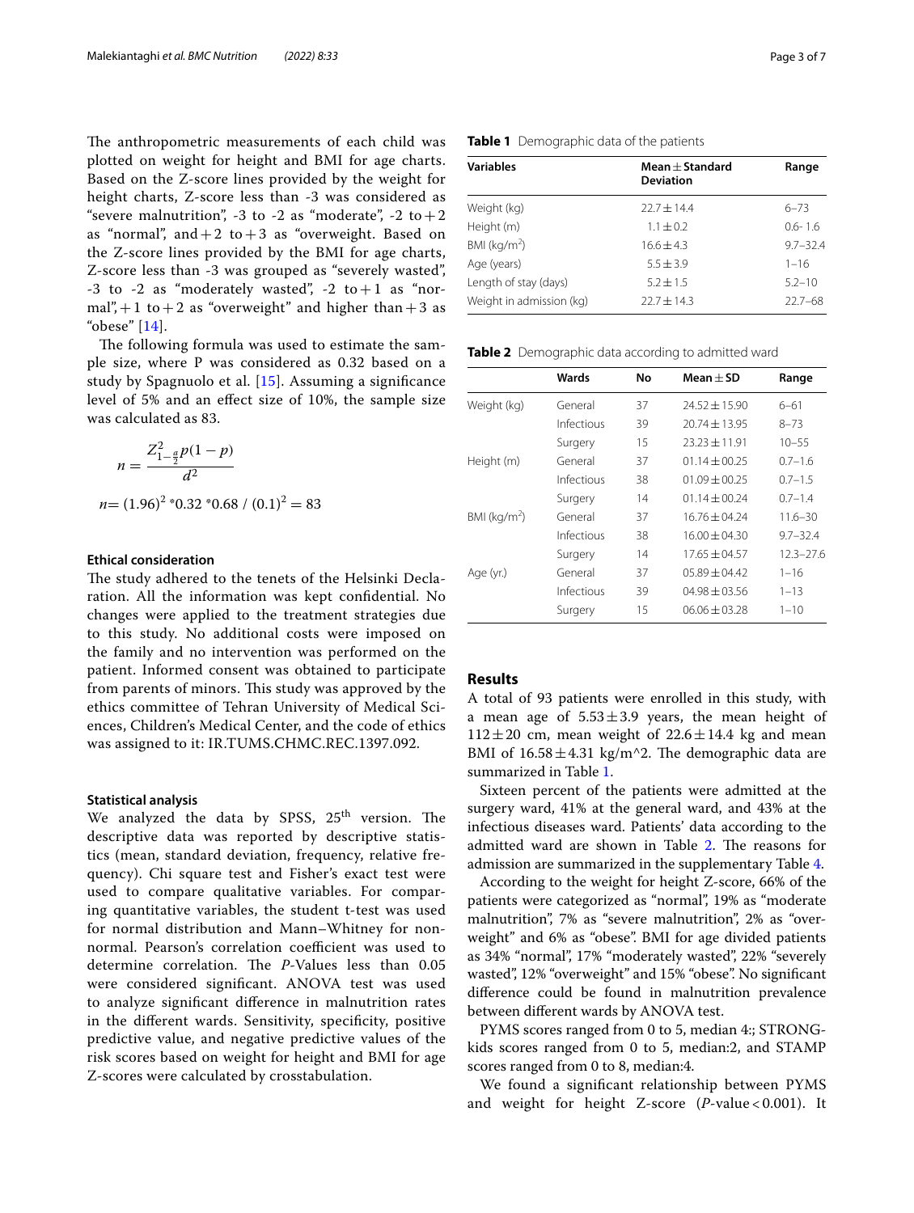The anthropometric measurements of each child was plotted on weight for height and BMI for age charts. Based on the Z-score lines provided by the weight for height charts, Z-score less than -3 was considered as "severe malnutrition", -3 to -2 as "moderate", -2 to +2 as "normal", and +2 to +3 as "overweight". Based on the Z-score lines provided by the BMI for age charts, Z-score less than -3 was grouped as "severely wasted", -3 to -2 as "moderately wasted", -2 to +1 as "normal", +1 to +2 as "overweight" and higher than +3 as "obese" [14].

The following formula was used to estimate the sample size, where P was considered as 0.32 based on a study by Spagnuolo et al. [15]. Assuming a significance level of 5% and an effect size of 10%, the sample size was calculated as 83.

$$n = \frac{Z^2_{1-\frac{\alpha}{2}} p(1-p)}{d^2}$$

$$n = (1.96)^2 * 0.32 * 0.68 / (0.1)^2 = 83$$

#### Ethical consideration

The study adhered to the tenets of the Helsinki Declaration. All the information was kept confidential. No changes were applied to the treatment strategies due to this study. No additional costs were imposed on the family and no intervention was performed on the patient. Informed consent was obtained to participate from parents of minors. This study was approved by the ethics committee of Tehran University of Medical Sciences, Children's Medical Center, and the code of ethics was assigned to it: IR.TUMS.CHMC.REC.1397.092.

#### Statistical analysis

We analyzed the data by SPSS, 25th version. The descriptive data was reported by descriptive statistics (mean, standard deviation, frequency, relative frequency). Chi square test and Fisher's exact test were used to compare qualitative variables. For comparing quantitative variables, the student t-test was used for normal distribution and Mann–Whitney for non-normal. Pearson's correlation coefficient was used to determine correlation. The *P*-Values less than 0.05 were considered significant. ANOVA test was used to analyze significant difference in malnutrition rates in the different wards. Sensitivity, specificity, positive predictive value, and negative predictive values of the risk scores based on weight for height and BMI for age Z-scores were calculated by crosstabulation.

**Table 1** Demographic data of the patients

| Variables | Mean ± Standard Deviation | Range |
|---|---|---|
| Weight (kg) | 22.7 ± 14.4 | 6–73 |
| Height (m) | 1.1 ± 0.2 | 0.6- 1.6 |
| BMI (kg/m$^2$) | 16.6 ± 4.3 | 9.7–32.4 |
| Age (years) | 5.5 ± 3.9 | 1–16 |
| Length of stay (days) | 5.2 ± 1.5 | 5.2–10 |
| Weight in admission (kg) | 22.7 ± 14.3 | 22.7–68 |

**Table 2** Demographic data according to admitted ward

| | Wards | No | Mean ± SD | Range |
|---|---|---|---|---|
| Weight (kg) | General | 37 | 24.52 ± 15.90 | 6–61 |
| | Infectious | 39 | 20.74 ± 13.95 | 8–73 |
| | Surgery | 15 | 23.23 ± 11.91 | 10–55 |
| Height (m) | General | 37 | 01.14 ± 00.25 | 0.7–1.6 |
| | Infectious | 38 | 01.09 ± 00.25 | 0.7–1.5 |
| | Surgery | 14 | 01.14 ± 00.24 | 0.7–1.4 |
| BMI (kg/m$^2$) | General | 37 | 16.76 ± 04.24 | 11.6–30 |
| | Infectious | 38 | 16.00 ± 04.30 | 9.7–32.4 |
| | Surgery | 14 | 17.65 ± 04.57 | 12.3–27.6 |
| Age (yr.) | General | 37 | 05.89 ± 04.42 | 1–16 |
| | Infectious | 39 | 04.98 ± 03.56 | 1–13 |
| | Surgery | 15 | 06.06 ± 03.28 | 1–10 |

## Results

A total of 93 patients were enrolled in this study, with a mean age of 5.53 ± 3.9 years, the mean height of 112 ± 20 cm, mean weight of 22.6 ± 14.4 kg and mean BMI of 16.58 ± 4.31 kg/m^2. The demographic data are summarized in Table 1.

Sixteen percent of the patients were admitted at the surgery ward, 41% at the general ward, and 43% at the infectious diseases ward. Patients' data according to the admitted ward are shown in Table 2. The reasons for admission are summarized in the supplementary Table 4.

According to the weight for height Z-score, 66% of the patients were categorized as "normal", 19% as "moderate malnutrition", 7% as "severe malnutrition", 2% as "overweight" and 6% as "obese". BMI for age divided patients as 34% "normal", 17% "moderately wasted", 22% "severely wasted", 12% "overweight" and 15% "obese". No significant difference could be found in malnutrition prevalence between different wards by ANOVA test.

PYMS scores ranged from 0 to 5, median 4:; STRONG-kids scores ranged from 0 to 5, median:2, and STAMP scores ranged from 0 to 8, median:4.

We found a significant relationship between PYMS and weight for height Z-score (*P*-value < 0.001). It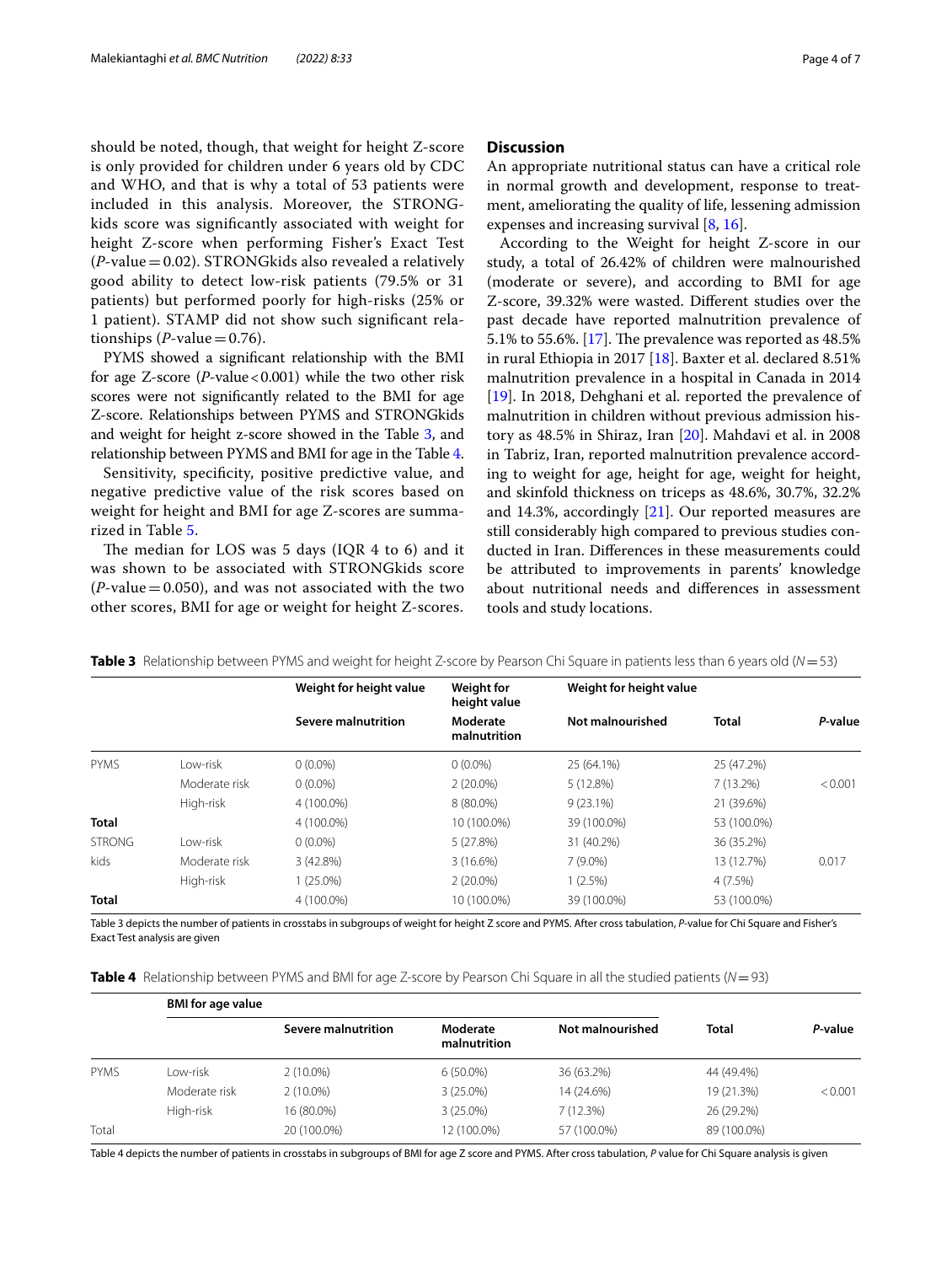should be noted, though, that weight for height Z-score is only provided for children under 6 years old by CDC and WHO, and that is why a total of 53 patients were included in this analysis. Moreover, the STRONGkids score was significantly associated with weight for height Z-score when performing Fisher's Exact Test (*P*-value = 0.02). STRONGkids also revealed a relatively good ability to detect low-risk patients (79.5% or 31 patients) but performed poorly for high-risks (25% or 1 patient). STAMP did not show such significant relationships (*P*-value = 0.76).

PYMS showed a significant relationship with the BMI for age Z-score (*P*-value < 0.001) while the two other risk scores were not significantly related to the BMI for age Z-score. Relationships between PYMS and STRONGkids and weight for height z-score showed in the Table 3, and relationship between PYMS and BMI for age in the Table 4.

Sensitivity, specificity, positive predictive value, and negative predictive value of the risk scores based on weight for height and BMI for age Z-scores are summarized in Table 5.

The median for LOS was 5 days (IQR 4 to 6) and it was shown to be associated with STRONGkids score (*P*-value = 0.050), and was not associated with the two other scores, BMI for age or weight for height Z-scores.

## Discussion

An appropriate nutritional status can have a critical role in normal growth and development, response to treatment, ameliorating the quality of life, lessening admission expenses and increasing survival [8, 16].

According to the Weight for height Z-score in our study, a total of 26.42% of children were malnourished (moderate or severe), and according to BMI for age Z-score, 39.32% were wasted. Different studies over the past decade have reported malnutrition prevalence of 5.1% to 55.6%. [17]. The prevalence was reported as 48.5% in rural Ethiopia in 2017 [18]. Baxter et al. declared 8.51% malnutrition prevalence in a hospital in Canada in 2014 [19]. In 2018, Dehghani et al. reported the prevalence of malnutrition in children without previous admission history as 48.5% in Shiraz, Iran [20]. Mahdavi et al. in 2008 in Tabriz, Iran, reported malnutrition prevalence according to weight for age, height for age, weight for height, and skinfold thickness on triceps as 48.6%, 30.7%, 32.2% and 14.3%, accordingly [21]. Our reported measures are still considerably high compared to previous studies conducted in Iran. Differences in these measurements could be attributed to improvements in parents' knowledge about nutritional needs and differences in assessment tools and study locations.

**Table 3** Relationship between PYMS and weight for height Z-score by Pearson Chi Square in patients less than 6 years old (*N* = 53)

| | | Weight for height value | Weight for height value | Weight for height value | | |
|---|---|---|---|---|---|---|
| | | **Severe malnutrition** | **Moderate malnutrition** | **Not malnourished** | **Total** | ***P*-value** |
| PYMS | Low-risk | 0 (0.0%) | 0 (0.0%) | 25 (64.1%) | 25 (47.2%) | |
| | Moderate risk | 0 (0.0%) | 2 (20.0%) | 5 (12.8%) | 7 (13.2%) | < 0.001 |
| | High-risk | 4 (100.0%) | 8 (80.0%) | 9 (23.1%) | 21 (39.6%) | |
| **Total** | | 4 (100.0%) | 10 (100.0%) | 39 (100.0%) | 53 (100.0%) | |
| STRONG kids | Low-risk | 0 (0.0%) | 5 (27.8%) | 31 (40.2%) | 36 (35.2%) | |
| | Moderate risk | 3 (42.8%) | 3 (16.6%) | 7 (9.0%) | 13 (12.7%) | 0.017 |
| | High-risk | 1 (25.0%) | 2 (20.0%) | 1 (2.5%) | 4 (7.5%) | |
| **Total** | | 4 (100.0%) | 10 (100.0%) | 39 (100.0%) | 53 (100.0%) | |

Table 3 depicts the number of patients in crosstabs in subgroups of weight for height Z score and PYMS. After cross tabulation, *P*-value for Chi Square and Fisher's Exact Test analysis are given

**Table 4** Relationship between PYMS and BMI for age Z-score by Pearson Chi Square in all the studied patients (*N* = 93)

| | **BMI for age value** | | | | | |
|---|---|---|---|---|---|---|
| | | **Severe malnutrition** | **Moderate malnutrition** | **Not malnourished** | **Total** | ***P*-value** |
| PYMS | Low-risk | 2 (10.0%) | 6 (50.0%) | 36 (63.2%) | 44 (49.4%) | |
| | Moderate risk | 2 (10.0%) | 3 (25.0%) | 14 (24.6%) | 19 (21.3%) | < 0.001 |
| | High-risk | 16 (80.0%) | 3 (25.0%) | 7 (12.3%) | 26 (29.2%) | |
| Total | | 20 (100.0%) | 12 (100.0%) | 57 (100.0%) | 89 (100.0%) | |

Table 4 depicts the number of patients in crosstabs in subgroups of BMI for age Z score and PYMS. After cross tabulation, *P* value for Chi Square analysis is given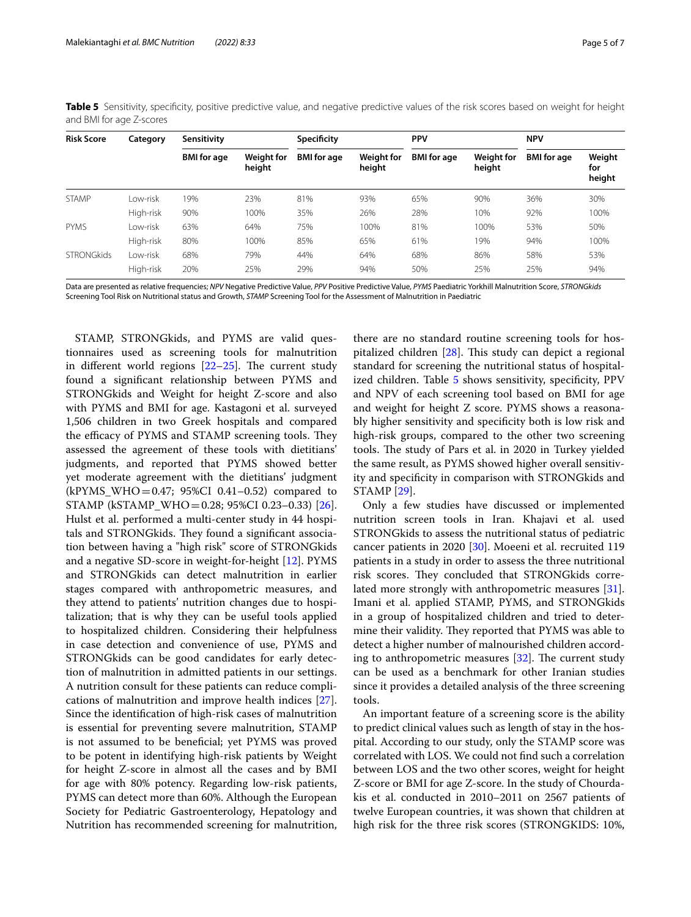**Table 5** Sensitivity, specificity, positive predictive value, and negative predictive values of the risk scores based on weight for height and BMI for age Z-scores

| Risk Score | Category | Sensitivity | | Specificity | | PPV | | NPV | |
|---|---|---|---|---|---|---|---|---|---|
| | | BMI for age | Weight for height | BMI for age | Weight for height | BMI for age | Weight for height | BMI for age | Weight for height |
| STAMP | Low-risk | 19% | 23% | 81% | 93% | 65% | 90% | 36% | 30% |
| | High-risk | 90% | 100% | 35% | 26% | 28% | 10% | 92% | 100% |
| PYMS | Low-risk | 63% | 64% | 75% | 100% | 81% | 100% | 53% | 50% |
| | High-risk | 80% | 100% | 85% | 65% | 61% | 19% | 94% | 100% |
| STRONGkids | Low-risk | 68% | 79% | 44% | 64% | 68% | 86% | 58% | 53% |
| | High-risk | 20% | 25% | 29% | 94% | 50% | 25% | 25% | 94% |

Data are presented as relative frequencies; *NPV* Negative Predictive Value, *PPV* Positive Predictive Value, *PYMS* Paediatric Yorkhill Malnutrition Score, *STRONGkids* Screening Tool Risk on Nutritional status and Growth, *STAMP* Screening Tool for the Assessment of Malnutrition in Paediatric

STAMP, STRONGkids, and PYMS are valid questionnaires used as screening tools for malnutrition in different world regions [22–25]. The current study found a significant relationship between PYMS and STRONGkids and Weight for height Z-score and also with PYMS and BMI for age. Kastagoni et al. surveyed 1,506 children in two Greek hospitals and compared the efficacy of PYMS and STAMP screening tools. They assessed the agreement of these tools with dietitians' judgments, and reported that PYMS showed better yet moderate agreement with the dietitians' judgment (kPYMS_WHO = 0.47; 95%CI 0.41–0.52) compared to STAMP (kSTAMP_WHO = 0.28; 95%CI 0.23–0.33) [26]. Hulst et al. performed a multi-center study in 44 hospitals and STRONGkids. They found a significant association between having a "high risk" score of STRONGkids and a negative SD-score in weight-for-height [12]. PYMS and STRONGkids can detect malnutrition in earlier stages compared with anthropometric measures, and they attend to patients' nutrition changes due to hospitalization; that is why they can be useful tools applied to hospitalized children. Considering their helpfulness in case detection and convenience of use, PYMS and STRONGkids can be good candidates for early detection of malnutrition in admitted patients in our settings. A nutrition consult for these patients can reduce complications of malnutrition and improve health indices [27]. Since the identification of high-risk cases of malnutrition is essential for preventing severe malnutrition, STAMP is not assumed to be beneficial; yet PYMS was proved to be potent in identifying high-risk patients by Weight for height Z-score in almost all the cases and by BMI for age with 80% potency. Regarding low-risk patients, PYMS can detect more than 60%. Although the European Society for Pediatric Gastroenterology, Hepatology and Nutrition has recommended screening for malnutrition, there are no standard routine screening tools for hospitalized children [28]. This study can depict a regional standard for screening the nutritional status of hospitalized children. Table 5 shows sensitivity, specificity, PPV and NPV of each screening tool based on BMI for age and weight for height Z score. PYMS shows a reasonably higher sensitivity and specificity both is low risk and high-risk groups, compared to the other two screening tools. The study of Pars et al. in 2020 in Turkey yielded the same result, as PYMS showed higher overall sensitivity and specificity in comparison with STRONGkids and STAMP [29].

Only a few studies have discussed or implemented nutrition screen tools in Iran. Khajavi et al. used STRONGkids to assess the nutritional status of pediatric cancer patients in 2020 [30]. Moeeni et al. recruited 119 patients in a study in order to assess the three nutritional risk scores. They concluded that STRONGkids correlated more strongly with anthropometric measures [31]. Imani et al. applied STAMP, PYMS, and STRONGkids in a group of hospitalized children and tried to determine their validity. They reported that PYMS was able to detect a higher number of malnourished children according to anthropometric measures [32]. The current study can be used as a benchmark for other Iranian studies since it provides a detailed analysis of the three screening tools.

An important feature of a screening score is the ability to predict clinical values such as length of stay in the hospital. According to our study, only the STAMP score was correlated with LOS. We could not find such a correlation between LOS and the two other scores, weight for height Z-score or BMI for age Z-score. In the study of Chourdakis et al. conducted in 2010–2011 on 2567 patients of twelve European countries, it was shown that children at high risk for the three risk scores (STRONGKIDS: 10%,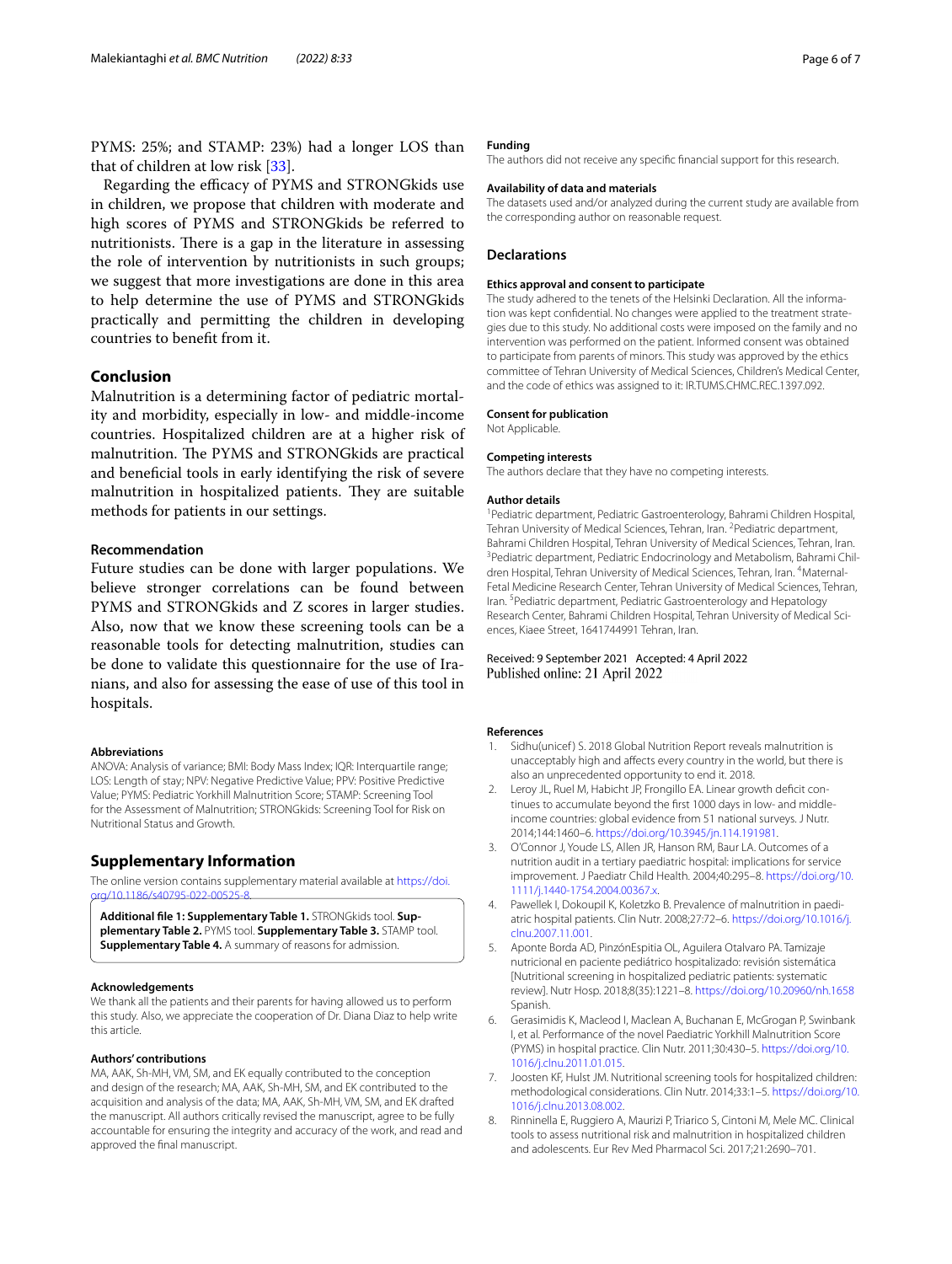PYMS: 25%; and STAMP: 23%) had a longer LOS than that of children at low risk [33].

Regarding the efficacy of PYMS and STRONGkids use in children, we propose that children with moderate and high scores of PYMS and STRONGkids be referred to nutritionists. There is a gap in the literature in assessing the role of intervention by nutritionists in such groups; we suggest that more investigations are done in this area to help determine the use of PYMS and STRONGkids practically and permitting the children in developing countries to benefit from it.

## Conclusion

Malnutrition is a determining factor of pediatric mortality and morbidity, especially in low- and middle-income countries. Hospitalized children are at a higher risk of malnutrition. The PYMS and STRONGkids are practical and beneficial tools in early identifying the risk of severe malnutrition in hospitalized patients. They are suitable methods for patients in our settings.

### Recommendation

Future studies can be done with larger populations. We believe stronger correlations can be found between PYMS and STRONGkids and Z scores in larger studies. Also, now that we know these screening tools can be a reasonable tools for detecting malnutrition, studies can be done to validate this questionnaire for the use of Iranians, and also for assessing the ease of use of this tool in hospitals.

#### Abbreviations

ANOVA: Analysis of variance; BMI: Body Mass Index; IQR: Interquartile range; LOS: Length of stay; NPV: Negative Predictive Value; PPV: Positive Predictive Value; PYMS: Pediatric Yorkhill Malnutrition Score; STAMP: Screening Tool for the Assessment of Malnutrition; STRONGkids: Screening Tool for Risk on Nutritional Status and Growth.

## Supplementary Information

The online version contains supplementary material available at https://doi.org/10.1186/s40795-022-00525-8.

**Additional file 1: Supplementary Table 1.** STRONGkids tool. **Supplementary Table 2.** PYMS tool. **Supplementary Table 3.** STAMP tool. **Supplementary Table 4.** A summary of reasons for admission.

#### Acknowledgements

We thank all the patients and their parents for having allowed us to perform this study. Also, we appreciate the cooperation of Dr. Diana Diaz to help write this article.

#### Authors' contributions

MA, AAK, Sh-MH, VM, SM, and EK equally contributed to the conception and design of the research; MA, AAK, Sh-MH, SM, and EK contributed to the acquisition and analysis of the data; MA, AAK, Sh-MH, VM, SM, and EK drafted the manuscript. All authors critically revised the manuscript, agree to be fully accountable for ensuring the integrity and accuracy of the work, and read and approved the final manuscript.

#### Funding

The authors did not receive any specific financial support for this research.

#### Availability of data and materials

The datasets used and/or analyzed during the current study are available from the corresponding author on reasonable request.

## Declarations

#### Ethics approval and consent to participate

The study adhered to the tenets of the Helsinki Declaration. All the information was kept confidential. No changes were applied to the treatment strategies due to this study. No additional costs were imposed on the family and no intervention was performed on the patient. Informed consent was obtained to participate from parents of minors. This study was approved by the ethics committee of Tehran University of Medical Sciences, Children's Medical Center, and the code of ethics was assigned to it: IR.TUMS.CHMC.REC.1397.092.

#### Consent for publication

Not Applicable.

#### Competing interests

The authors declare that they have no competing interests.

#### Author details

[1]Pediatric department, Pediatric Gastroenterology, Bahrami Children Hospital, Tehran University of Medical Sciences, Tehran, Iran. [2]Pediatric department, Bahrami Children Hospital, Tehran University of Medical Sciences, Tehran, Iran. [3]Pediatric department, Pediatric Endocrinology and Metabolism, Bahrami Children Hospital, Tehran University of Medical Sciences, Tehran, Iran. [4]Maternal-Fetal Medicine Research Center, Tehran University of Medical Sciences, Tehran, Iran. [5]Pediatric department, Pediatric Gastroenterology and Hepatology Research Center, Bahrami Children Hospital, Tehran University of Medical Sciences, Kiaee Street, 1641744991 Tehran, Iran.

Received: 9 September 2021 Accepted: 4 April 2022
Published online: 21 April 2022

#### References

1. Sidhu(unicef) S. 2018 Global Nutrition Report reveals malnutrition is unacceptably high and affects every country in the world, but there is also an unprecedented opportunity to end it. 2018.
2. Leroy JL, Ruel M, Habicht JP, Frongillo EA. Linear growth deficit continues to accumulate beyond the first 1000 days in low- and middle-income countries: global evidence from 51 national surveys. J Nutr. 2014;144:1460–6. https://doi.org/10.3945/jn.114.191981.
3. O'Connor J, Youde LS, Allen JR, Hanson RM, Baur LA. Outcomes of a nutrition audit in a tertiary paediatric hospital: implications for service improvement. J Paediatr Child Health. 2004;40:295–8. https://doi.org/10.1111/j.1440-1754.2004.00367.x.
4. Pawellek I, Dokoupil K, Koletzko B. Prevalence of malnutrition in paediatric hospital patients. Clin Nutr. 2008;27:72–6. https://doi.org/10.1016/j.clnu.2007.11.001.
5. Aponte Borda AD, PinzónEspitia OL, Aguilera Otalvaro PA. Tamizaje nutricional en paciente pediátrico hospitalizado: revisión sistemática [Nutritional screening in hospitalized pediatric patients: systematic review]. Nutr Hosp. 2018;8(35):1221–8. https://doi.org/10.20960/nh.1658 Spanish.
6. Gerasimidis K, Macleod I, Maclean A, Buchanan E, McGrogan P, Swinbank I, et al. Performance of the novel Paediatric Yorkhill Malnutrition Score (PYMS) in hospital practice. Clin Nutr. 2011;30:430–5. https://doi.org/10.1016/j.clnu.2011.01.015.
7. Joosten KF, Hulst JM. Nutritional screening tools for hospitalized children: methodological considerations. Clin Nutr. 2014;33:1–5. https://doi.org/10.1016/j.clnu.2013.08.002.
8. Rinninella E, Ruggiero A, Maurizi P, Triarico S, Cintoni M, Mele MC. Clinical tools to assess nutritional risk and malnutrition in hospitalized children and adolescents. Eur Rev Med Pharmacol Sci. 2017;21:2690–701.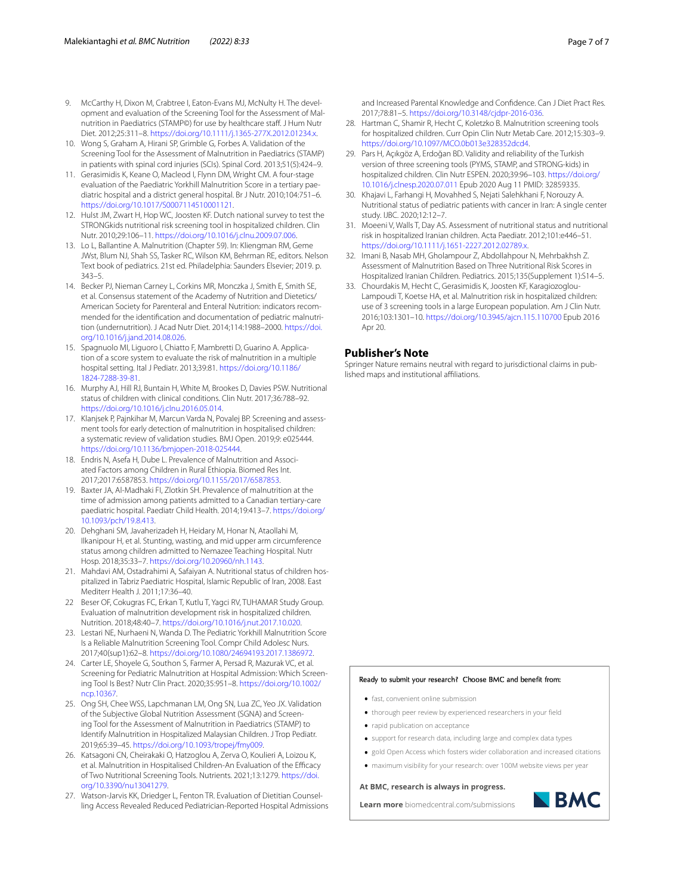9. McCarthy H, Dixon M, Crabtree I, Eaton-Evans MJ, McNulty H. The development and evaluation of the Screening Tool for the Assessment of Malnutrition in Paediatrics (STAMP©) for use by healthcare staff. J Hum Nutr Diet. 2012;25:311–8. https://doi.org/10.1111/j.1365-277X.2012.01234.x.
10. Wong S, Graham A, Hirani SP, Grimble G, Forbes A. Validation of the Screening Tool for the Assessment of Malnutrition in Paediatrics (STAMP) in patients with spinal cord injuries (SCIs). Spinal Cord. 2013;51(5):424–9.
11. Gerasimidis K, Keane O, Macleod I, Flynn DM, Wright CM. A four-stage evaluation of the Paediatric Yorkhill Malnutrition Score in a tertiary paediatric hospital and a district general hospital. Br J Nutr. 2010;104:751–6. https://doi.org/10.1017/S0007114510001121.
12. Hulst JM, Zwart H, Hop WC, Joosten KF. Dutch national survey to test the STRONGkids nutritional risk screening tool in hospitalized children. Clin Nutr. 2010;29:106–11. https://doi.org/10.1016/j.clnu.2009.07.006.
13. Lo L, Ballantine A. Malnutrition (Chapter 59). In: Kliengman RM, Geme JWst, Blum NJ, Shah SS, Tasker RC, Wilson KM, Behrman RE, editors. Nelson Text book of pediatrics. 21st ed. Philadelphia: Saunders Elsevier; 2019. p. 343–5.
14. Becker PJ, Nieman Carney L, Corkins MR, Monczka J, Smith E, Smith SE, et al. Consensus statement of the Academy of Nutrition and Dietetics/ American Society for Parenteral and Enteral Nutrition: indicators recommended for the identification and documentation of pediatric malnutrition (undernutrition). J Acad Nutr Diet. 2014;114:1988–2000. https://doi.org/10.1016/j.jand.2014.08.026.
15. Spagnuolo MI, Liguoro I, Chiatto F, Mambretti D, Guarino A. Application of a score system to evaluate the risk of malnutrition in a multiple hospital setting. Ital J Pediatr. 2013;39:81. https://doi.org/10.1186/1824-7288-39-81.
16. Murphy AJ, Hill RJ, Buntain H, White M, Brookes D, Davies PSW. Nutritional status of children with clinical conditions. Clin Nutr. 2017;36:788–92. https://doi.org/10.1016/j.clnu.2016.05.014.
17. Klanjsek P, Pajnkihar M, Marcun Varda N, Povalej BP. Screening and assessment tools for early detection of malnutrition in hospitalised children: a systematic review of validation studies. BMJ Open. 2019;9: e025444. https://doi.org/10.1136/bmjopen-2018-025444.
18. Endris N, Asefa H, Dube L. Prevalence of Malnutrition and Associated Factors among Children in Rural Ethiopia. Biomed Res Int. 2017;2017:6587853. https://doi.org/10.1155/2017/6587853.
19. Baxter JA, Al-Madhaki FI, Zlotkin SH. Prevalence of malnutrition at the time of admission among patients admitted to a Canadian tertiary-care paediatric hospital. Paediatr Child Health. 2014;19:413–7. https://doi.org/10.1093/pch/19.8.413.
20. Dehghani SM, Javaherizadeh H, Heidary M, Honar N, Ataollahi M, Ilkanipour H, et al. Stunting, wasting, and mid upper arm circumference status among children admitted to Nemazee Teaching Hospital. Nutr Hosp. 2018;35:33–7. https://doi.org/10.20960/nh.1143.
21. Mahdavi AM, Ostadrahimi A, Safaiyan A. Nutritional status of children hospitalized in Tabriz Paediatric Hospital, Islamic Republic of Iran, 2008. East Mediterr Health J. 2011;17:36–40.
22. Beser OF, Cokugras FC, Erkan T, Kutlu T, Yagci RV, TUHAMAR Study Group. Evaluation of malnutrition development risk in hospitalized children. Nutrition. 2018;48:40–7. https://doi.org/10.1016/j.nut.2017.10.020.
23. Lestari NE, Nurhaeni N, Wanda D. The Pediatric Yorkhill Malnutrition Score Is a Reliable Malnutrition Screening Tool. Compr Child Adolesc Nurs. 2017;40(sup1):62–8. https://doi.org/10.1080/24694193.2017.1386972.
24. Carter LE, Shoyele G, Southon S, Farmer A, Persad R, Mazurak VC, et al. Screening for Pediatric Malnutrition at Hospital Admission: Which Screening Tool Is Best? Nutr Clin Pract. 2020;35:951–8. https://doi.org/10.1002/ncp.10367.
25. Ong SH, Chee WSS, Lapchmanan LM, Ong SN, Lua ZC, Yeo JX. Validation of the Subjective Global Nutrition Assessment (SGNA) and Screening Tool for the Assessment of Malnutrition in Paediatrics (STAMP) to Identify Malnutrition in Hospitalized Malaysian Children. J Trop Pediatr. 2019;65:39–45. https://doi.org/10.1093/tropej/fmy009.
26. Katsagoni CN, Cheirakaki O, Hatzoglou A, Zerva O, Koulieri A, Loizou K, et al. Malnutrition in Hospitalised Children-An Evaluation of the Efficacy of Two Nutritional Screening Tools. Nutrients. 2021;13:1279. https://doi.org/10.3390/nu13041279.
27. Watson-Jarvis KK, Driedger L, Fenton TR. Evaluation of Dietitian Counselling Access Revealed Reduced Pediatrician-Reported Hospital Admissions and Increased Parental Knowledge and Confidence. Can J Diet Pract Res. 2017;78:81–5. https://doi.org/10.3148/cjdpr-2016-036.
28. Hartman C, Shamir R, Hecht C, Koletzko B. Malnutrition screening tools for hospitalized children. Curr Opin Clin Nutr Metab Care. 2012;15:303–9. https://doi.org/10.1097/MCO.0b013e328352dcd4.
29. Pars H, Açıkgöz A, Erdoğan BD. Validity and reliability of the Turkish version of three screening tools (PYMS, STAMP, and STRONG-kids) in hospitalized children. Clin Nutr ESPEN. 2020;39:96–103. https://doi.org/10.1016/j.clnesp.2020.07.011 Epub 2020 Aug 11 PMID: 32859335.
30. Khajavi L, Farhangi H, Movahhed S, Nejati Salehkhani F, Norouzy A. Nutritional status of pediatric patients with cancer in Iran: A single center study. IJBC. 2020;12:12–7.
31. Moeeni V, Walls T, Day AS. Assessment of nutritional status and nutritional risk in hospitalized Iranian children. Acta Paediatr. 2012;101:e446–51. https://doi.org/10.1111/j.1651-2227.2012.02789.x.
32. Imani B, Nasab MH, Gholampour Z, Abdollahpour N, Mehrbakhsh Z. Assessment of Malnutrition Based on Three Nutritional Risk Scores in Hospitalized Iranian Children. Pediatrics. 2015;135(Supplement 1):S14–5.
33. Chourdakis M, Hecht C, Gerasimidis K, Joosten KF, Karagiozoglou-Lampoudi T, Koetse HA, et al. Malnutrition risk in hospitalized children: use of 3 screening tools in a large European population. Am J Clin Nutr. 2016;103:1301–10. https://doi.org/10.3945/ajcn.115.110700 Epub 2016 Apr 20.

## Publisher's Note

Springer Nature remains neutral with regard to jurisdictional claims in published maps and institutional affiliations.

Ready to submit your research? Choose BMC and benefit from:

- fast, convenient online submission
- thorough peer review by experienced researchers in your field
- rapid publication on acceptance
- support for research data, including large and complex data types
- gold Open Access which fosters wider collaboration and increased citations
- maximum visibility for your research: over 100M website views per year

**At BMC, research is always in progress.**

**Learn more** biomedcentral.com/submissions

BMC